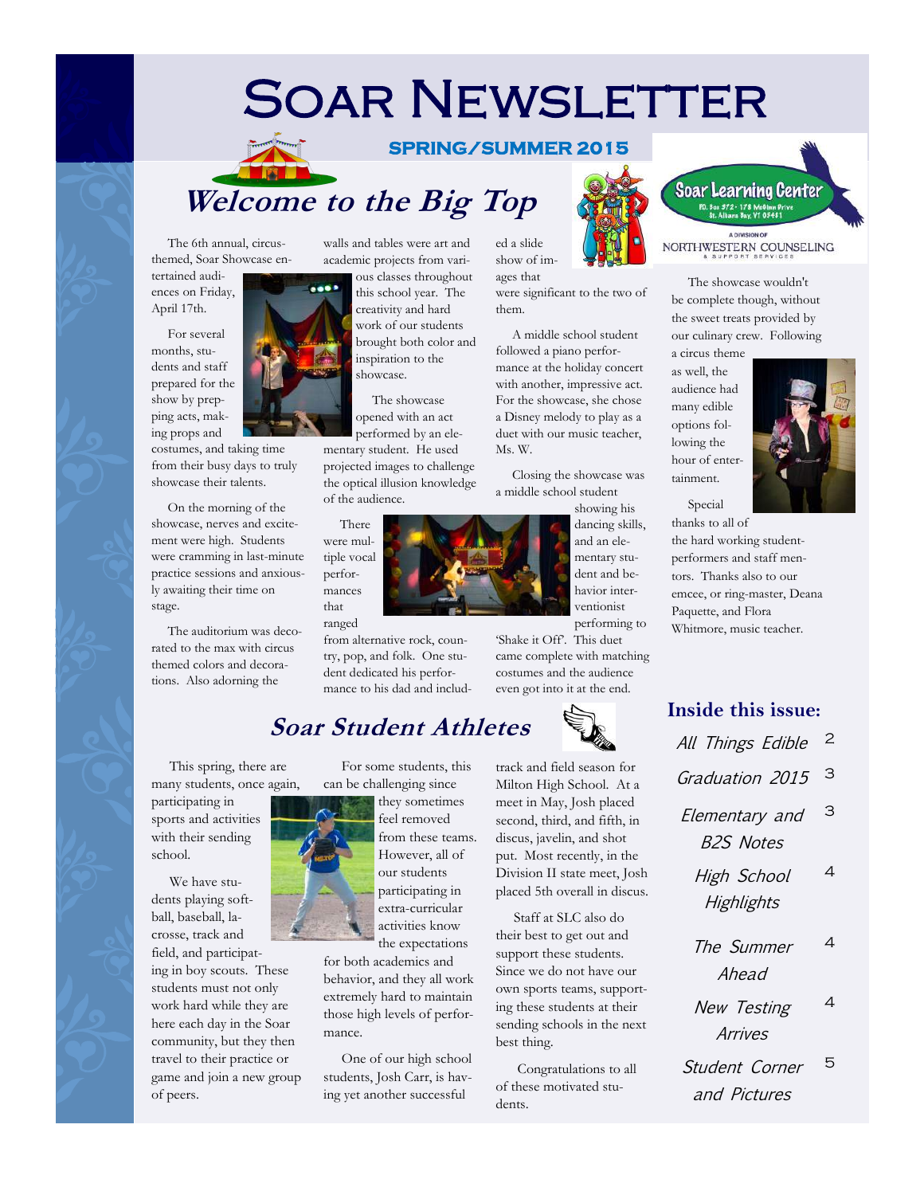# Soar Newsletter

**SPRING/SUMMER 2015**

Soar Learning Center
P.O. Box 372 · 178 McGinn Drive
St. Albans Bay, VT 05481
A DIVISION OF
NORTHWESTERN COUNSELING & SUPPORT SERVICES

## *Welcome to the Big Top*

The 6th annual, circus-themed, Soar Showcase entertained audiences on Friday, April 17th.

For several months, students and staff prepared for the show by prepping acts, making props and costumes, and taking time from their busy days to truly showcase their talents.

On the morning of the showcase, nerves and excitement were high. Students were cramming in last-minute practice sessions and anxiously awaiting their time on stage.

The auditorium was decorated to the max with circus themed colors and decorations. Also adorning the walls and tables were art and academic projects from various classes throughout this school year. The creativity and hard work of our students brought both color and inspiration to the showcase.

The showcase opened with an act performed by an elementary student. He used projected images to challenge the optical illusion knowledge of the audience.

There were multiple vocal performances that ranged from alternative rock, country, pop, and folk. One student dedicated his performance to his dad and included a slide show of images that were significant to the two of them.

A middle school student followed a piano performance at the holiday concert with another, impressive act. For the showcase, she chose a Disney melody to play as a duet with our music teacher, Ms. W.

Closing the showcase was a middle school student showing his dancing skills, and an elementary student and behavior interventionist performing to 'Shake it Off'. This duet came complete with matching costumes and the audience even got into it at the end.

The showcase wouldn't be complete though, without the sweet treats provided by our culinary crew. Following a circus theme as well, the audience had many edible options following the hour of entertainment.

Special thanks to all of the hard working student-performers and staff mentors. Thanks also to our emcee, or ring-master, Deana Paquette, and Flora Whitmore, music teacher.

## *Soar Student Athletes*

This spring, there are many students, once again, participating in sports and activities with their sending school.

We have students playing softball, baseball, lacrosse, track and field, and participating in boy scouts. These students must not only work hard while they are here each day in the Soar community, but they then travel to their practice or game and join a new group of peers.

For some students, this can be challenging since they sometimes feel removed from these teams. However, all of our students participating in extra-curricular activities know the expectations for both academics and behavior, and they all work extremely hard to maintain those high levels of performance.

One of our high school students, Josh Carr, is having yet another successful track and field season for Milton High School. At a meet in May, Josh placed second, third, and fifth, in discus, javelin, and shot put. Most recently, in the Division II state meet, Josh placed 5th overall in discus.

Staff at SLC also do their best to get out and support these students. Since we do not have our own sports teams, supporting these students at their sending schools in the next best thing.

Congratulations to all of these motivated students.

## Inside this issue:

| | |
|---|---|
| *All Things Edible* | 2 |
| *Graduation 2015* | 3 |
| *Elementary and B2S Notes* | 3 |
| *High School Highlights* | 4 |
| *The Summer Ahead* | 4 |
| *New Testing Arrives* | 4 |
| *Student Corner and Pictures* | 5 |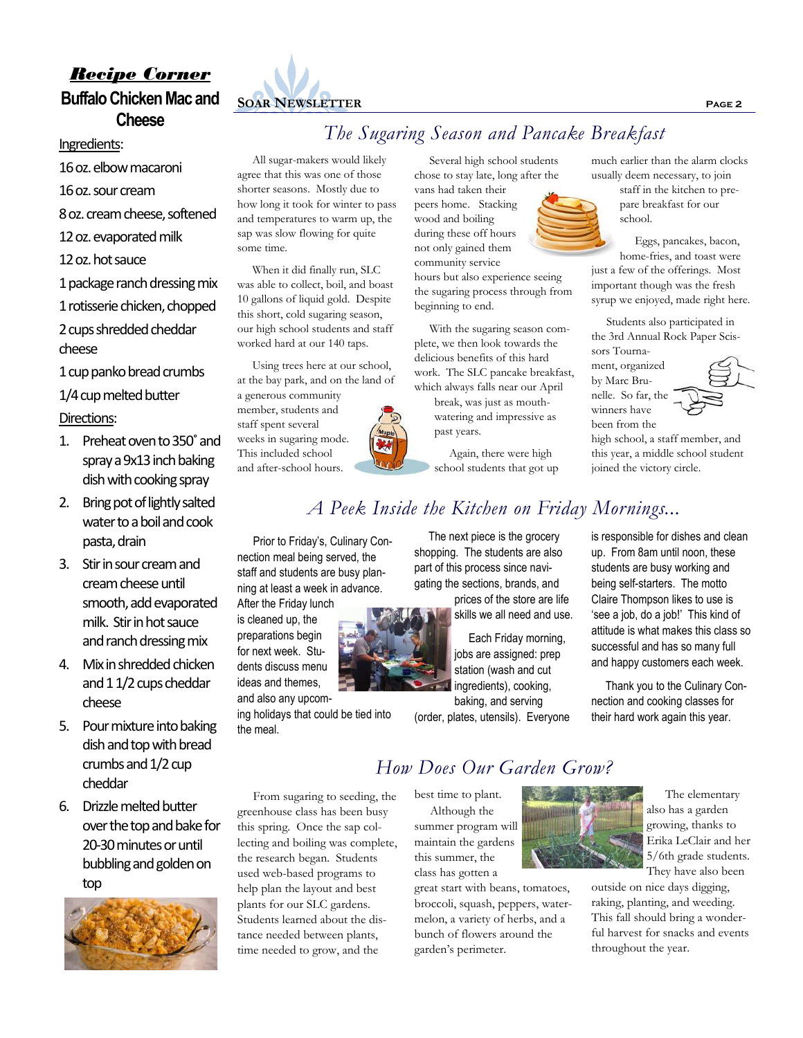## *Recipe Corner*

### Buffalo Chicken Mac and Cheese

Ingredients:

16 oz. elbow macaroni

16 oz. sour cream

8 oz. cream cheese, softened

12 oz. evaporated milk

12 oz. hot sauce

1 package ranch dressing mix

1 rotisserie chicken, chopped

2 cups shredded cheddar cheese

1 cup panko bread crumbs

1/4 cup melted butter

Directions:

1. Preheat oven to 350˚ and spray a 9x13 inch baking dish with cooking spray
2. Bring pot of lightly salted water to a boil and cook pasta, drain
3. Stir in sour cream and cream cheese until smooth, add evaporated milk. Stir in hot sauce and ranch dressing mix
4. Mix in shredded chicken and 1 1/2 cups cheddar cheese
5. Pour mixture into baking dish and top with bread crumbs and 1/2 cup cheddar
6. Drizzle melted butter over the top and bake for 20-30 minutes or until bubbling and golden on top

## *The Sugaring Season and Pancake Breakfast*

All sugar-makers would likely agree that this was one of those shorter seasons. Mostly due to how long it took for winter to pass and temperatures to warm up, the sap was slow flowing for quite some time.

When it did finally run, SLC was able to collect, boil, and boast 10 gallons of liquid gold. Despite this short, cold sugaring season, our high school students and staff worked hard at our 140 taps.

Using trees here at our school, at the bay park, and on the land of a generous community member, students and staff spent several weeks in sugaring mode. This included school and after-school hours.

Several high school students chose to stay late, long after the vans had taken their peers home. Stacking wood and boiling during these off hours not only gained them community service hours but also experience seeing the sugaring process through from beginning to end.

With the sugaring season complete, we then look towards the delicious benefits of this hard work. The SLC pancake breakfast, which always falls near our April break, was just as mouth-watering and impressive as past years.

Again, there were high school students that got up much earlier than the alarm clocks usually deem necessary, to join staff in the kitchen to prepare breakfast for our school.

Eggs, pancakes, bacon, home-fries, and toast were just a few of the offerings. Most important though was the fresh syrup we enjoyed, made right here.

Students also participated in the 3rd Annual Rock Paper Scissors Tournament, organized by Marc Brunelle. So far, the winners have been from the high school, a staff member, and this year, a middle school student joined the victory circle.

## *A Peek Inside the Kitchen on Friday Mornings...*

Prior to Friday's, Culinary Connection meal being served, the staff and students are busy planning at least a week in advance. After the Friday lunch is cleaned up, the preparations begin for next week. Students discuss menu ideas and themes, and also any upcoming holidays that could be tied into the meal.

The next piece is the grocery shopping. The students are also part of this process since navigating the sections, brands, and prices of the store are life skills we all need and use.

Each Friday morning, jobs are assigned: prep station (wash and cut ingredients), cooking, baking, and serving (order, plates, utensils). Everyone is responsible for dishes and clean up. From 8am until noon, these students are busy working and being self-starters. The motto Claire Thompson likes to use is 'see a job, do a job!' This kind of attitude is what makes this class so successful and has so many full and happy customers each week.

Thank you to the Culinary Connection and cooking classes for their hard work again this year.

## *How Does Our Garden Grow?*

From sugaring to seeding, the greenhouse class has been busy this spring. Once the sap collecting and boiling was complete, the research began. Students used web-based programs to help plan the layout and best plants for our SLC gardens. Students learned about the distance needed between plants, time needed to grow, and the best time to plant.

Although the summer program will maintain the gardens this summer, the class has gotten a great start with beans, tomatoes, broccoli, squash, peppers, watermelon, a variety of herbs, and a bunch of flowers around the garden's perimeter.

The elementary also has a garden growing, thanks to Erika LeClair and her 5/6th grade students. They have also been outside on nice days digging, raking, planting, and weeding. This fall should bring a wonderful harvest for snacks and events throughout the year.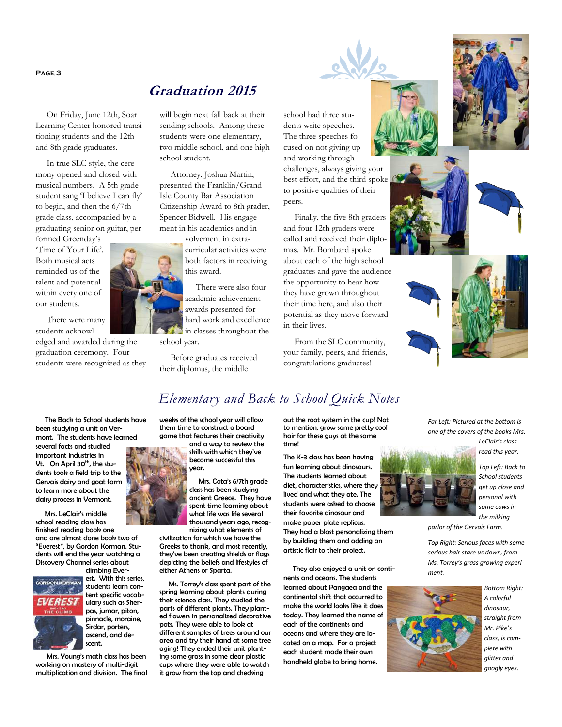# Graduation 2015

On Friday, June 12th, Soar Learning Center honored transitioning students and the 12th and 8th grade graduates.

In true SLC style, the ceremony opened and closed with musical numbers. A 5th grade student sang 'I believe I can fly' to begin, and then the 6/7th grade class, accompanied by a graduating senior on guitar, performed Greenday's 'Time of Your Life'. Both musical acts reminded us of the talent and potential within every one of our students.

There were many students acknowledged and awarded during the graduation ceremony. Four students were recognized as they will begin next fall back at their sending schools. Among these students were one elementary, two middle school, and one high school student.

Attorney, Joshua Martin, presented the Franklin/Grand Isle County Bar Association Citizenship Award to 8th grader, Spencer Bidwell. His engagement in his academics and involvement in extra-curricular activities were both factors in receiving this award.

There were also four academic achievement awards presented for hard work and excellence in classes throughout the school year.

Before graduates received their diplomas, the middle school had three students write speeches. The three speeches focused on not giving up and working through challenges, always giving your best effort, and the third spoke to positive qualities of their peers.

Finally, the five 8th graders and four 12th graders were called and received their diplomas. Mr. Bombard spoke about each of the high school graduates and gave the audience the opportunity to hear how they have grown throughout their time here, and also their potential as they move forward in their lives.

From the SLC community, your family, peers, and friends, congratulations graduates!

# *Elementary and Back to School Quick Notes*

The Back to School students have been studying a unit on Vermont. The students have learned several facts and studied important industries in Vt. On April 30th, the students took a field trip to the Gervais dairy and goat farm to learn more about the dairy process in Vermont.

Mrs. LeClair's middle school reading class has finished reading book one and are almost done book two of "Everest", by Gordon Korman. Students will end the year watching a Discovery Channel series about climbing Everest. With this series, students learn content specific vocabulary such as Sherpas, jumar, piton, pinnacle, moraine, Sirdar, porters, ascend, and descent.

Mrs. Young's math class has been working on mastery of multi-digit multiplication and division. The final weeks of the school year will allow them time to construct a board game that features their creativity and a way to review the skills with which they've become successful this year.

Mrs. Cota's 6/7th grade class has been studying ancient Greece. They have spent time learning about what life was life several thousand years ago, recognizing what elements of civilization for which we have the Greeks to thank, and most recently, they've been creating shields or flags depicting the beliefs and lifestyles of either Athens or Sparta.

Ms. Torrey's class spent part of the spring learning about plants during their science class. They studied the parts of different plants. They planted flowers in personalized decorative pots. They were able to look at different samples of trees around our area and try their hand at some tree aging! They ended their unit planting some grass in some clear plastic cups where they were able to watch it grow from the top and checking out the root system in the cup! Not to mention, grow some pretty cool hair for these guys at the same time!

The K-3 class has been having fun learning about dinosaurs. The students learned about diet, characteristics, where they lived and what they ate. The students were asked to choose their favorite dinosaur and make paper plate replicas. They had a blast personalizing them by building them and adding an artistic flair to their project.

They also enjoyed a unit on continents and oceans. The students learned about Pangaea and the continental shift that occurred to make the world looks like it does today. They learned the name of each of the continents and oceans and where they are located on a map. For a project each student made their own handheld globe to bring home.

*Far Left: Pictured at the bottom is one of the covers of the books Mrs. LeClair's class read this year.*

*Top Left: Back to School students get up close and personal with some cows in the milking parlor of the Gervais Farm.*

*Top Right: Serious faces with some serious hair stare us down, from Ms. Torrey's grass growing experiment.*

*Bottom Right: A colorful dinosaur, straight from Mr. Pike's class, is complete with glitter and googly eyes.*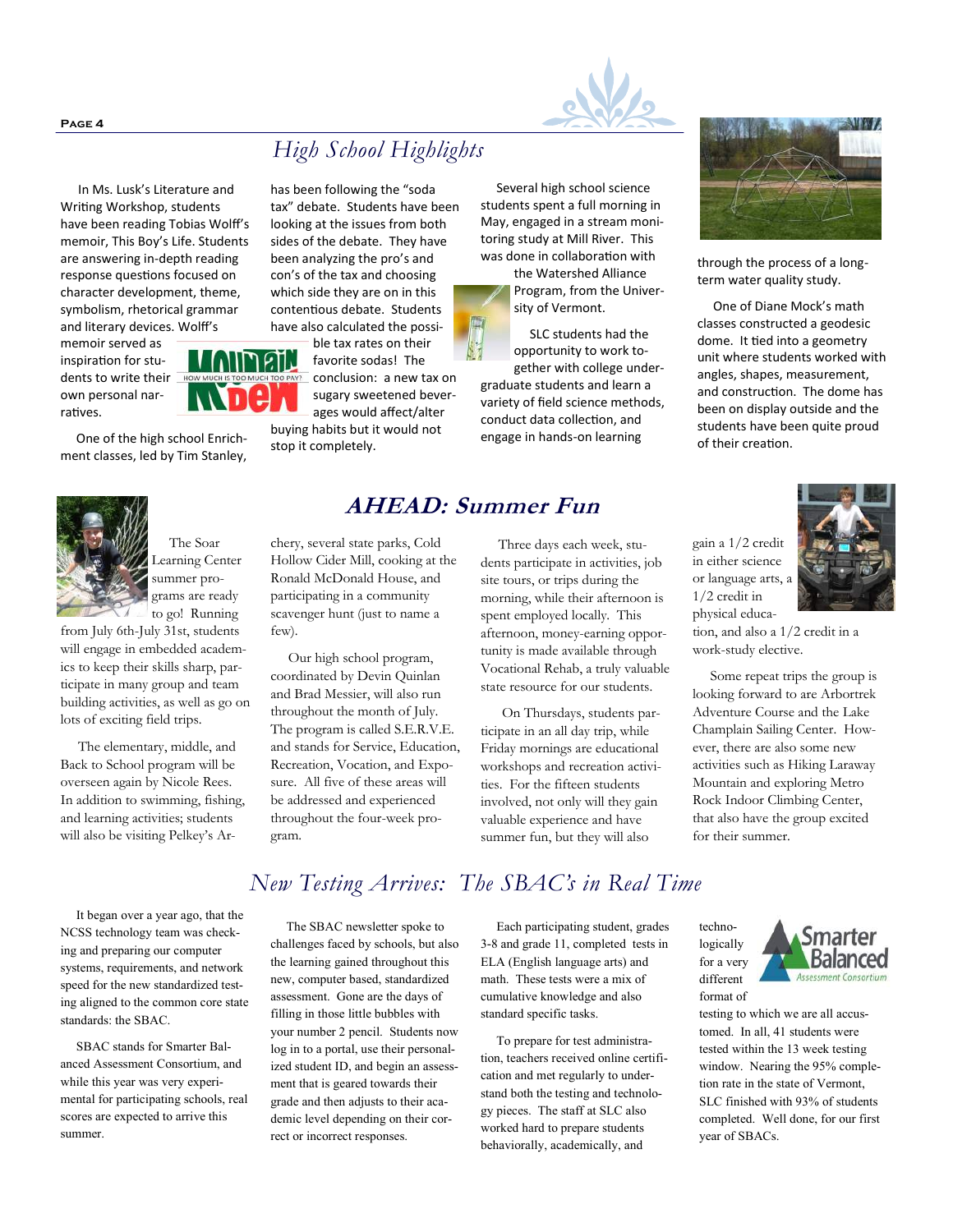## High School Highlights

In Ms. Lusk's Literature and Writing Workshop, students have been reading Tobias Wolff's memoir, This Boy's Life. Students are answering in-depth reading response questions focused on character development, theme, symbolism, rhetorical grammar and literary devices. Wolff's memoir served as inspiration for students to write their own personal narratives.

One of the high school Enrichment classes, led by Tim Stanley, has been following the "soda tax" debate. Students have been looking at the issues from both sides of the debate. They have been analyzing the pro's and con's of the tax and choosing which side they are on in this contentious debate. Students have also calculated the possible tax rates on their favorite sodas! The conclusion: a new tax on sugary sweetened beverages would affect/alter buying habits but it would not stop it completely.

Several high school science students spent a full morning in May, engaged in a stream monitoring study at Mill River. This was done in collaboration with the Watershed Alliance Program, from the University of Vermont.

SLC students had the opportunity to work together with college undergraduate students and learn a variety of field science methods, conduct data collection, and engage in hands-on learning through the process of a long-term water quality study.

One of Diane Mock's math classes constructed a geodesic dome. It tied into a geometry unit where students worked with angles, shapes, measurement, and construction. The dome has been on display outside and the students have been quite proud of their creation.

## AHEAD: Summer Fun

The Soar Learning Center summer programs are ready to go! Running from July 6th-July 31st, students will engage in embedded academics to keep their skills sharp, participate in many group and team building activities, as well as go on lots of exciting field trips.

The elementary, middle, and Back to School program will be overseen again by Nicole Rees. In addition to swimming, fishing, and learning activities; students will also be visiting Pelkey's Archery, several state parks, Cold Hollow Cider Mill, cooking at the Ronald McDonald House, and participating in a community scavenger hunt (just to name a few).

Our high school program, coordinated by Devin Quinlan and Brad Messier, will also run throughout the month of July. The program is called S.E.R.V.E. and stands for Service, Education, Recreation, Vocation, and Exposure. All five of these areas will be addressed and experienced throughout the four-week program.

Three days each week, students participate in activities, job site tours, or trips during the morning, while their afternoon is spent employed locally. This afternoon, money-earning opportunity is made available through Vocational Rehab, a truly valuable state resource for our students.

On Thursdays, students participate in an all day trip, while Friday mornings are educational workshops and recreation activities. For the fifteen students involved, not only will they gain valuable experience and have summer fun, but they will also gain a 1/2 credit in either science or language arts, a 1/2 credit in physical education, and also a 1/2 credit in a work-study elective.

Some repeat trips the group is looking forward to are Arbortrek Adventure Course and the Lake Champlain Sailing Center. However, there are also some new activities such as Hiking Laraway Mountain and exploring Metro Rock Indoor Climbing Center, that also have the group excited for their summer.

## New Testing Arrives: The SBAC's in Real Time

It began over a year ago, that the NCSS technology team was checking and preparing our computer systems, requirements, and network speed for the new standardized testing aligned to the common core state standards: the SBAC.

SBAC stands for Smarter Balanced Assessment Consortium, and while this year was experimental for participating schools, real scores are expected to arrive this summer.

The SBAC newsletter spoke to challenges faced by schools, but also the learning gained throughout this new, computer based, standardized assessment. Gone are the days of filling in those little bubbles with your number 2 pencil. Students now log in to a portal, use their personalized student ID, and begin an assessment that is geared towards their grade and then adjusts to their academic level depending on their correct or incorrect responses.

Each participating student, grades 3-8 and grade 11, completed tests in ELA (English language arts) and math. These tests were a mix of cumulative knowledge and also standard specific tasks.

To prepare for test administration, teachers received online certification and met regularly to understand both the testing and technology pieces. The staff at SLC also worked hard to prepare students behaviorally, academically, and technologically for a very different format of testing to which we are all accustomed. In all, 41 students were tested within the 13 week testing window. Nearing the 95% completion rate in the state of Vermont, SLC finished with 93% of students completed. Well done, for our first year of SBACs.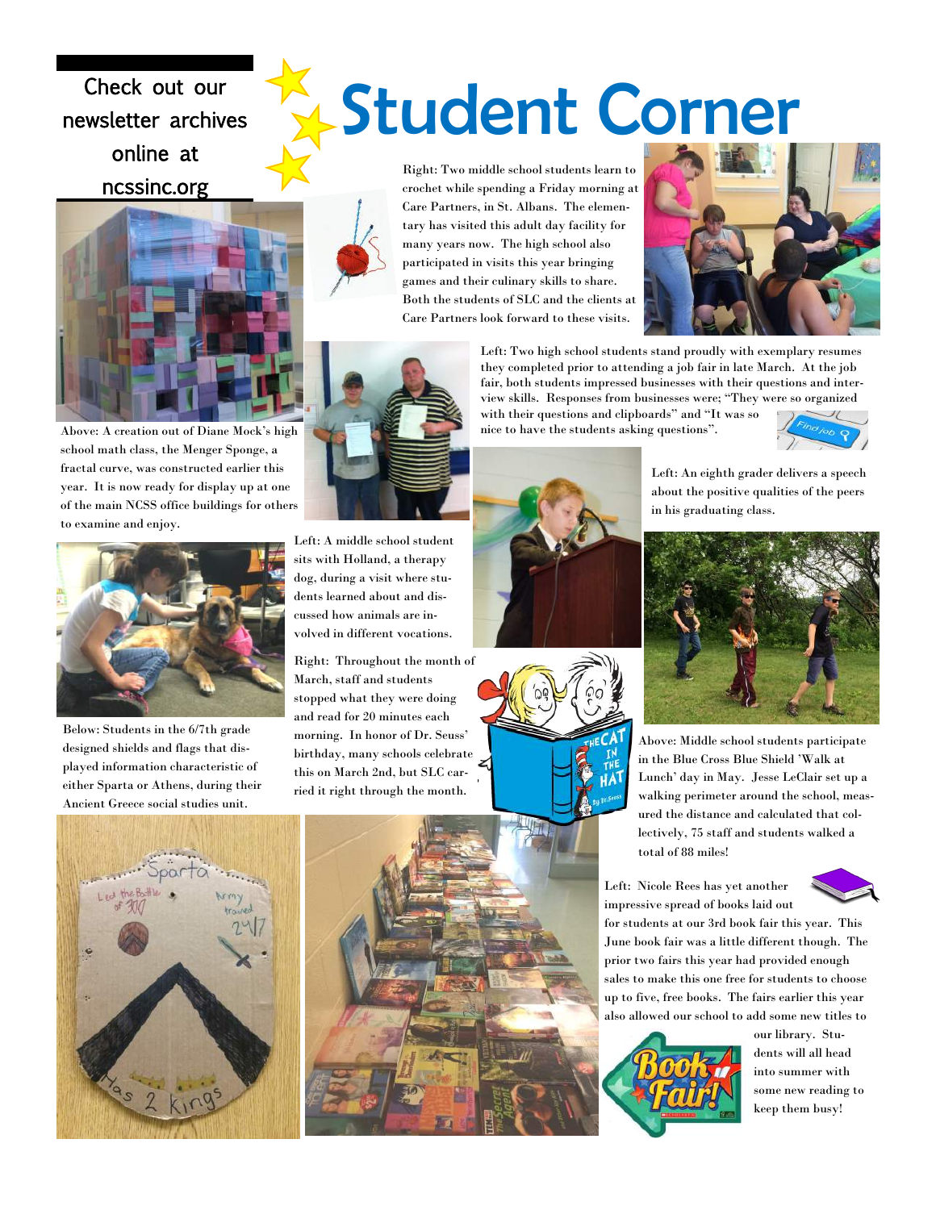Check out our newsletter archives online at ncssinc.org

# Student Corner

Right: Two middle school students learn to crochet while spending a Friday morning at Care Partners, in St. Albans. The elementary has visited this adult day facility for many years now. The high school also participated in visits this year bringing games and their culinary skills to share. Both the students of SLC and the clients at Care Partners look forward to these visits.

Above: A creation out of Diane Mock's high school math class, the Menger Sponge, a fractal curve, was constructed earlier this year. It is now ready for display up at one of the main NCSS office buildings for others to examine and enjoy.

Left: Two high school students stand proudly with exemplary resumes they completed prior to attending a job fair in late March. At the job fair, both students impressed businesses with their questions and interview skills. Responses from businesses were; "They were so organized with their questions and clipboards" and "It was so nice to have the students asking questions".

Left: An eighth grader delivers a speech about the positive qualities of the peers in his graduating class.

Left: A middle school student sits with Holland, a therapy dog, during a visit where students learned about and discussed how animals are involved in different vocations.

Right: Throughout the month of March, staff and students stopped what they were doing and read for 20 minutes each morning. In honor of Dr. Seuss' birthday, many schools celebrate this on March 2nd, but SLC carried it right through the month.

Below: Students in the 6/7th grade designed shields and flags that displayed information characteristic of either Sparta or Athens, during their Ancient Greece social studies unit.

Above: Middle school students participate in the Blue Cross Blue Shield 'Walk at Lunch' day in May. Jesse LeClair set up a walking perimeter around the school, measured the distance and calculated that collectively, 75 staff and students walked a total of 88 miles!

Left: Nicole Rees has yet another impressive spread of books laid out for students at our 3rd book fair this year. This June book fair was a little different though. The prior two fairs this year had provided enough sales to make this one free for students to choose up to five, free books. The fairs earlier this year also allowed our school to add some new titles to our library. Students will all head into summer with some new reading to keep them busy!